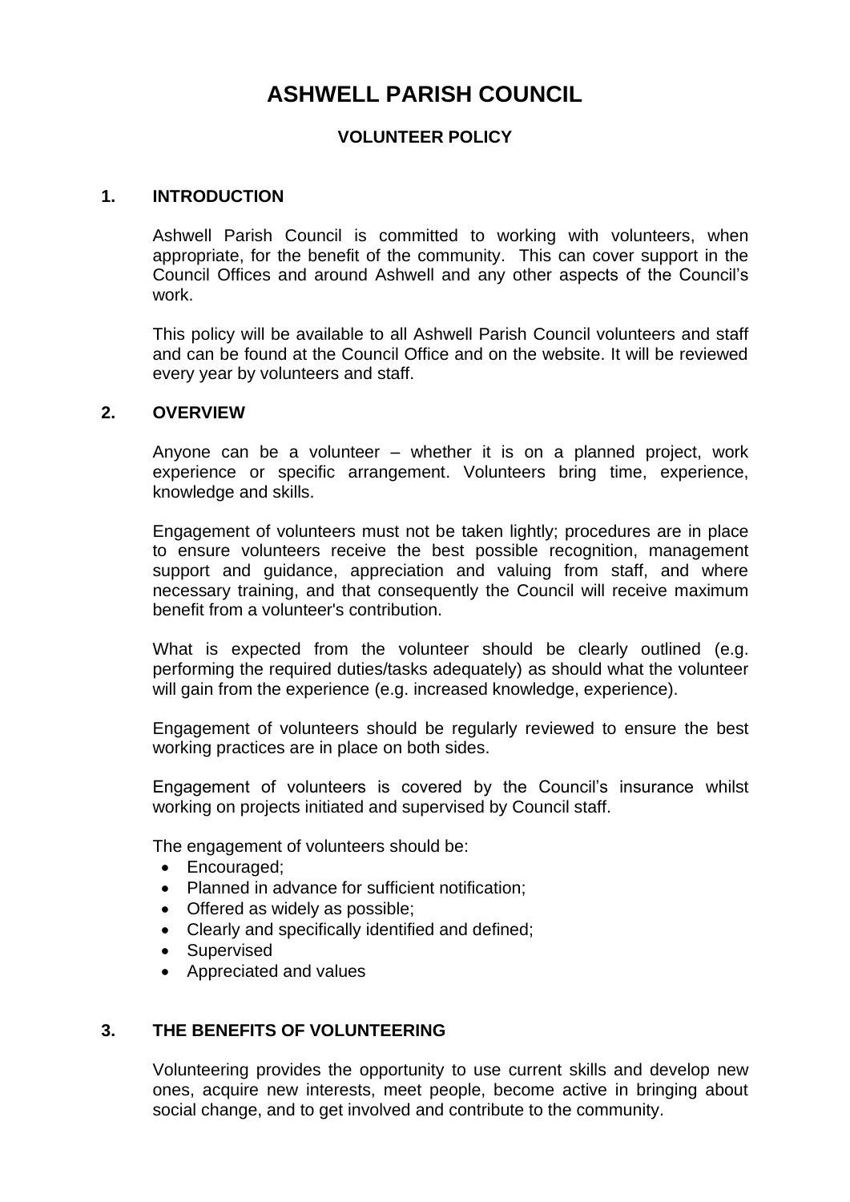# ASHWELL PARISH COUNCIL

### VOLUNTEER POLICY

## 1. INTRODUCTION

Ashwell Parish Council is committed to working with volunteers, when appropriate, for the benefit of the community. This can cover support in the Council Offices and around Ashwell and any other aspects of the Council's work.

This policy will be available to all Ashwell Parish Council volunteers and staff and can be found at the Council Office and on the website. It will be reviewed every year by volunteers and staff.

## 2. OVERVIEW

Anyone can be a volunteer – whether it is on a planned project, work experience or specific arrangement. Volunteers bring time, experience, knowledge and skills.

Engagement of volunteers must not be taken lightly; procedures are in place to ensure volunteers receive the best possible recognition, management support and guidance, appreciation and valuing from staff, and where necessary training, and that consequently the Council will receive maximum benefit from a volunteer's contribution.

What is expected from the volunteer should be clearly outlined (e.g. performing the required duties/tasks adequately) as should what the volunteer will gain from the experience (e.g. increased knowledge, experience).

Engagement of volunteers should be regularly reviewed to ensure the best working practices are in place on both sides.

Engagement of volunteers is covered by the Council's insurance whilst working on projects initiated and supervised by Council staff.

The engagement of volunteers should be:

- Encouraged;
- Planned in advance for sufficient notification;
- Offered as widely as possible;
- Clearly and specifically identified and defined;
- Supervised
- Appreciated and values

## 3. THE BENEFITS OF VOLUNTEERING

Volunteering provides the opportunity to use current skills and develop new ones, acquire new interests, meet people, become active in bringing about social change, and to get involved and contribute to the community.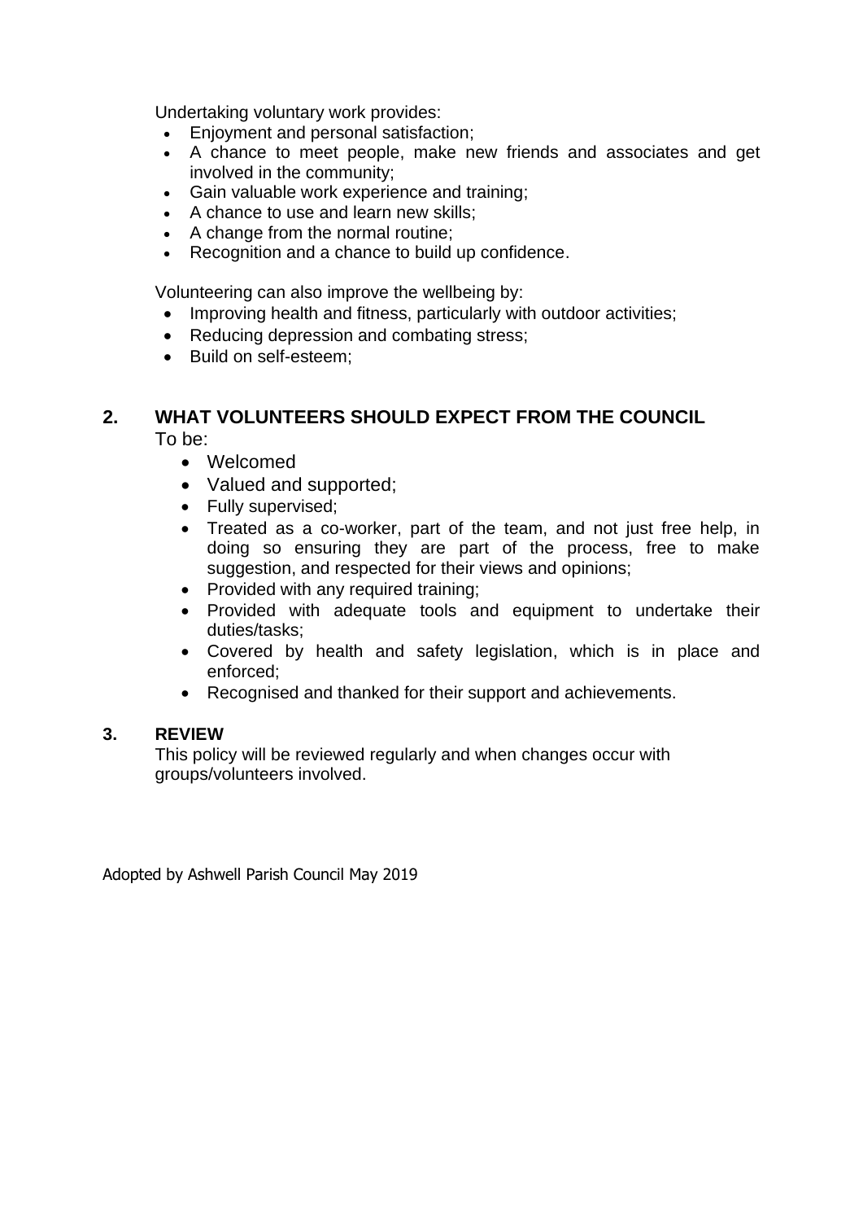Undertaking voluntary work provides:

- Enjoyment and personal satisfaction;
- A chance to meet people, make new friends and associates and get involved in the community;
- Gain valuable work experience and training;
- A chance to use and learn new skills;
- A change from the normal routine;
- Recognition and a chance to build up confidence.

Volunteering can also improve the wellbeing by:

- Improving health and fitness, particularly with outdoor activities;
- Reducing depression and combating stress;
- Build on self-esteem;

## 2. WHAT VOLUNTEERS SHOULD EXPECT FROM THE COUNCIL

To be:

- Welcomed
- Valued and supported;
- Fully supervised;
- Treated as a co-worker, part of the team, and not just free help, in doing so ensuring they are part of the process, free to make suggestion, and respected for their views and opinions;
- Provided with any required training;
- Provided with adequate tools and equipment to undertake their duties/tasks;
- Covered by health and safety legislation, which is in place and enforced;
- Recognised and thanked for their support and achievements.

## 3. REVIEW

This policy will be reviewed regularly and when changes occur with groups/volunteers involved.

Adopted by Ashwell Parish Council May 2019